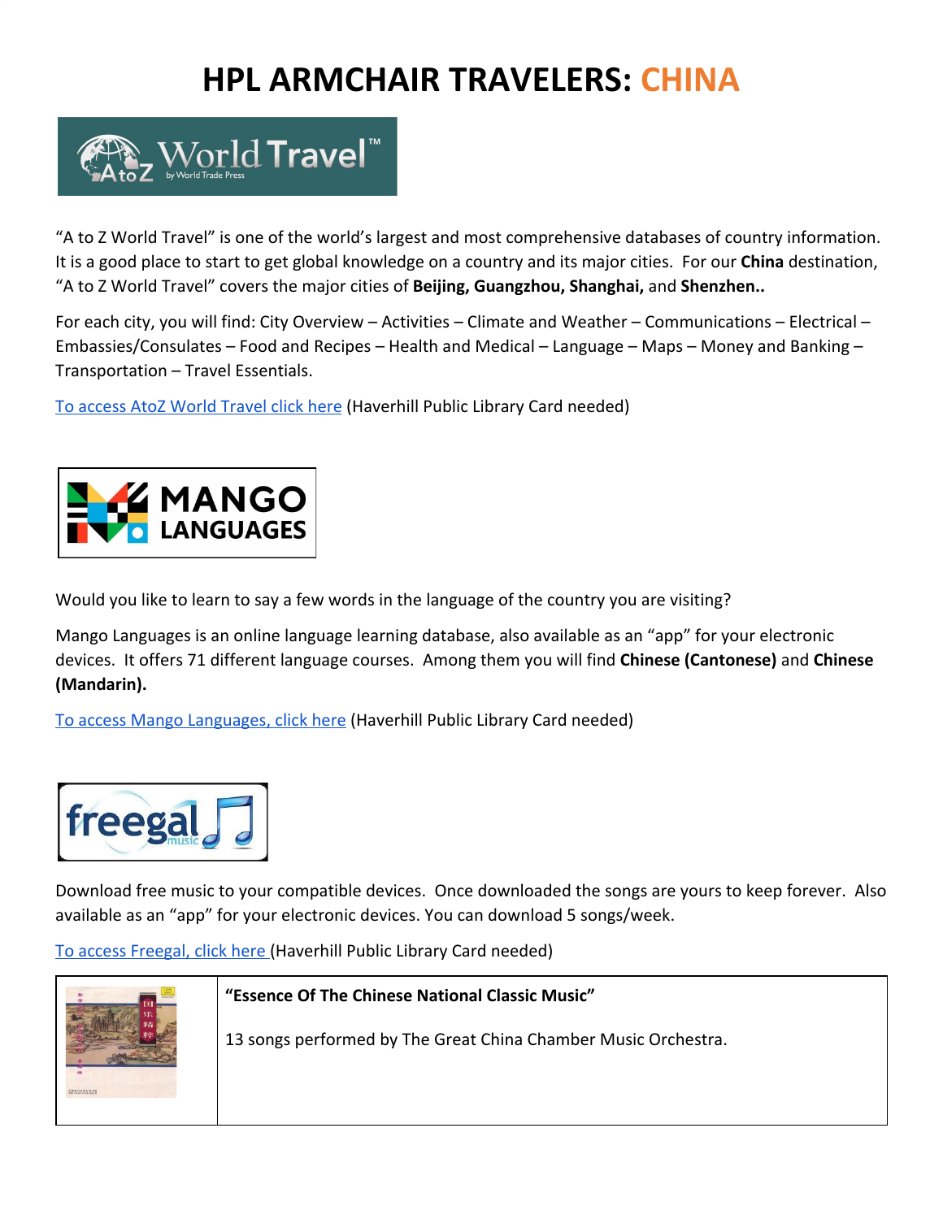# HPL ARMCHAIR TRAVELERS: CHINA

"A to Z World Travel" is one of the world's largest and most comprehensive databases of country information. It is a good place to start to get global knowledge on a country and its major cities. For our **China** destination, "A to Z World Travel" covers the major cities of **Beijing, Guangzhou, Shanghai,** and **Shenzhen..**

For each city, you will find: City Overview – Activities – Climate and Weather – Communications – Electrical – Embassies/Consulates – Food and Recipes – Health and Medical – Language – Maps – Money and Banking – Transportation – Travel Essentials.

[To access AtoZ World Travel click here] (Haverhill Public Library Card needed)

Would you like to learn to say a few words in the language of the country you are visiting?

Mango Languages is an online language learning database, also available as an "app" for your electronic devices. It offers 71 different language courses. Among them you will find **Chinese (Cantonese)** and **Chinese (Mandarin).**

[To access Mango Languages, click here] (Haverhill Public Library Card needed)

Download free music to your compatible devices. Once downloaded the songs are yours to keep forever. Also available as an "app" for your electronic devices. You can download 5 songs/week.

[To access Freegal, click here] (Haverhill Public Library Card needed)

| | |
|---|---|
| | **"Essence Of The Chinese National Classic Music"**<br><br>13 songs performed by The Great China Chamber Music Orchestra. |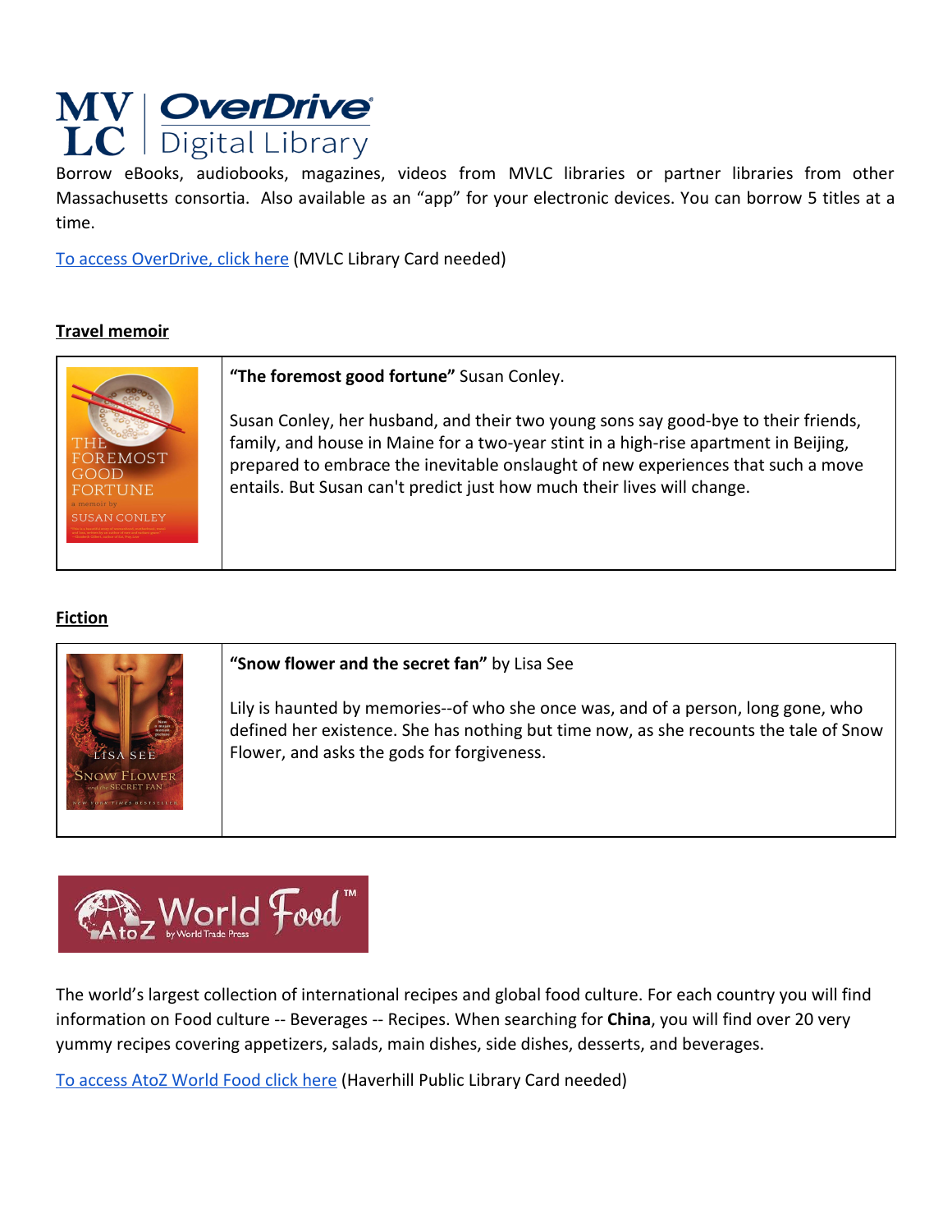# MVLC | OverDrive Digital Library

Borrow eBooks, audiobooks, magazines, videos from MVLC libraries or partner libraries from other Massachusetts consortia. Also available as an "app" for your electronic devices. You can borrow 5 titles at a time.

To access OverDrive, click here (MVLC Library Card needed)

**Travel memoir**

**"The foremost good fortune"** Susan Conley.

Susan Conley, her husband, and their two young sons say good-bye to their friends, family, and house in Maine for a two-year stint in a high-rise apartment in Beijing, prepared to embrace the inevitable onslaught of new experiences that such a move entails. But Susan can't predict just how much their lives will change.

**Fiction**

**"Snow flower and the secret fan"** by Lisa See

Lily is haunted by memories--of who she once was, and of a person, long gone, who defined her existence. She has nothing but time now, as she recounts the tale of Snow Flower, and asks the gods for forgiveness.

# AtoZ World Food™ by World Trade Press

The world's largest collection of international recipes and global food culture. For each country you will find information on Food culture -- Beverages -- Recipes. When searching for **China**, you will find over 20 very yummy recipes covering appetizers, salads, main dishes, side dishes, desserts, and beverages.

To access AtoZ World Food click here (Haverhill Public Library Card needed)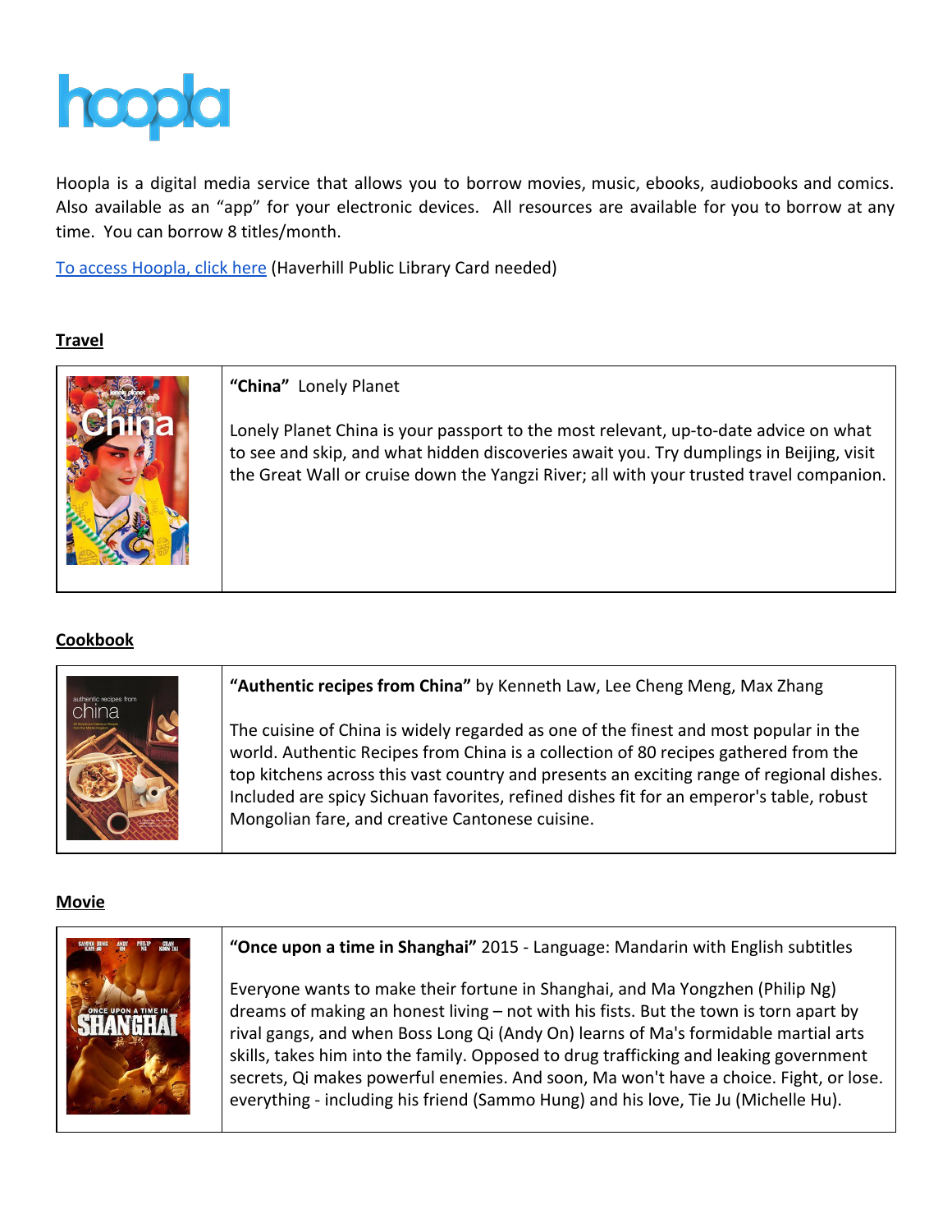hoopla

Hoopla is a digital media service that allows you to borrow movies, music, ebooks, audiobooks and comics. Also available as an "app" for your electronic devices. All resources are available for you to borrow at any time. You can borrow 8 titles/month.

To access Hoopla, click here (Haverhill Public Library Card needed)

**Travel**

**"China"** Lonely Planet

Lonely Planet China is your passport to the most relevant, up-to-date advice on what to see and skip, and what hidden discoveries await you. Try dumplings in Beijing, visit the Great Wall or cruise down the Yangzi River; all with your trusted travel companion.

**Cookbook**

**"Authentic recipes from China"** by Kenneth Law, Lee Cheng Meng, Max Zhang

The cuisine of China is widely regarded as one of the finest and most popular in the world. Authentic Recipes from China is a collection of 80 recipes gathered from the top kitchens across this vast country and presents an exciting range of regional dishes. Included are spicy Sichuan favorites, refined dishes fit for an emperor's table, robust Mongolian fare, and creative Cantonese cuisine.

**Movie**

**"Once upon a time in Shanghai"** 2015 - Language: Mandarin with English subtitles

Everyone wants to make their fortune in Shanghai, and Ma Yongzhen (Philip Ng) dreams of making an honest living – not with his fists. But the town is torn apart by rival gangs, and when Boss Long Qi (Andy On) learns of Ma's formidable martial arts skills, takes him into the family. Opposed to drug trafficking and leaking government secrets, Qi makes powerful enemies. And soon, Ma won't have a choice. Fight, or lose. everything - including his friend (Sammo Hung) and his love, Tie Ju (Michelle Hu).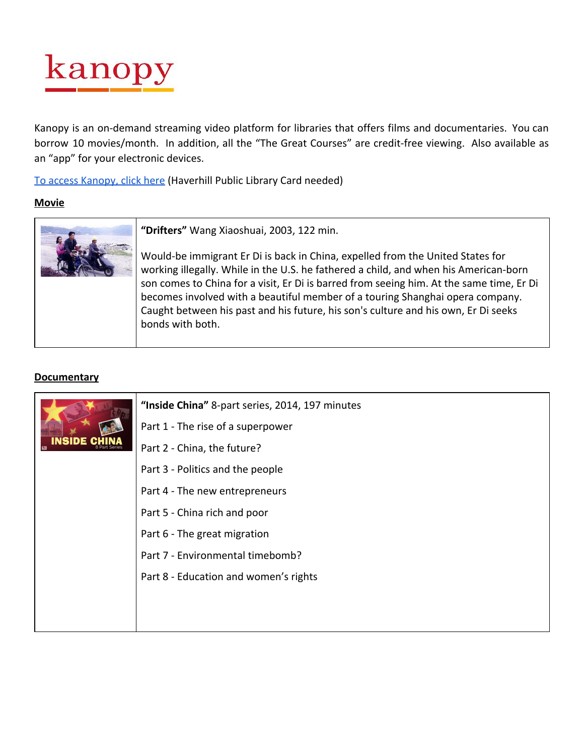kanopy

Kanopy is an on-demand streaming video platform for libraries that offers films and documentaries. You can borrow 10 movies/month. In addition, all the "The Great Courses" are credit-free viewing. Also available as an "app" for your electronic devices.

To access Kanopy, click here (Haverhill Public Library Card needed)

**Movie**

| | |
|---|---|
| | **"Drifters"** Wang Xiaoshuai, 2003, 122 min.<br><br>Would-be immigrant Er Di is back in China, expelled from the United States for working illegally. While in the U.S. he fathered a child, and when his American-born son comes to China for a visit, Er Di is barred from seeing him. At the same time, Er Di becomes involved with a beautiful member of a touring Shanghai opera company. Caught between his past and his future, his son's culture and his own, Er Di seeks bonds with both. |

**Documentary**

| | |
|---|---|
| | **"Inside China"** 8-part series, 2014, 197 minutes<br><br>Part 1 - The rise of a superpower<br><br>Part 2 - China, the future?<br><br>Part 3 - Politics and the people<br><br>Part 4 - The new entrepreneurs<br><br>Part 5 - China rich and poor<br><br>Part 6 - The great migration<br><br>Part 7 - Environmental timebomb?<br><br>Part 8 - Education and women's rights |